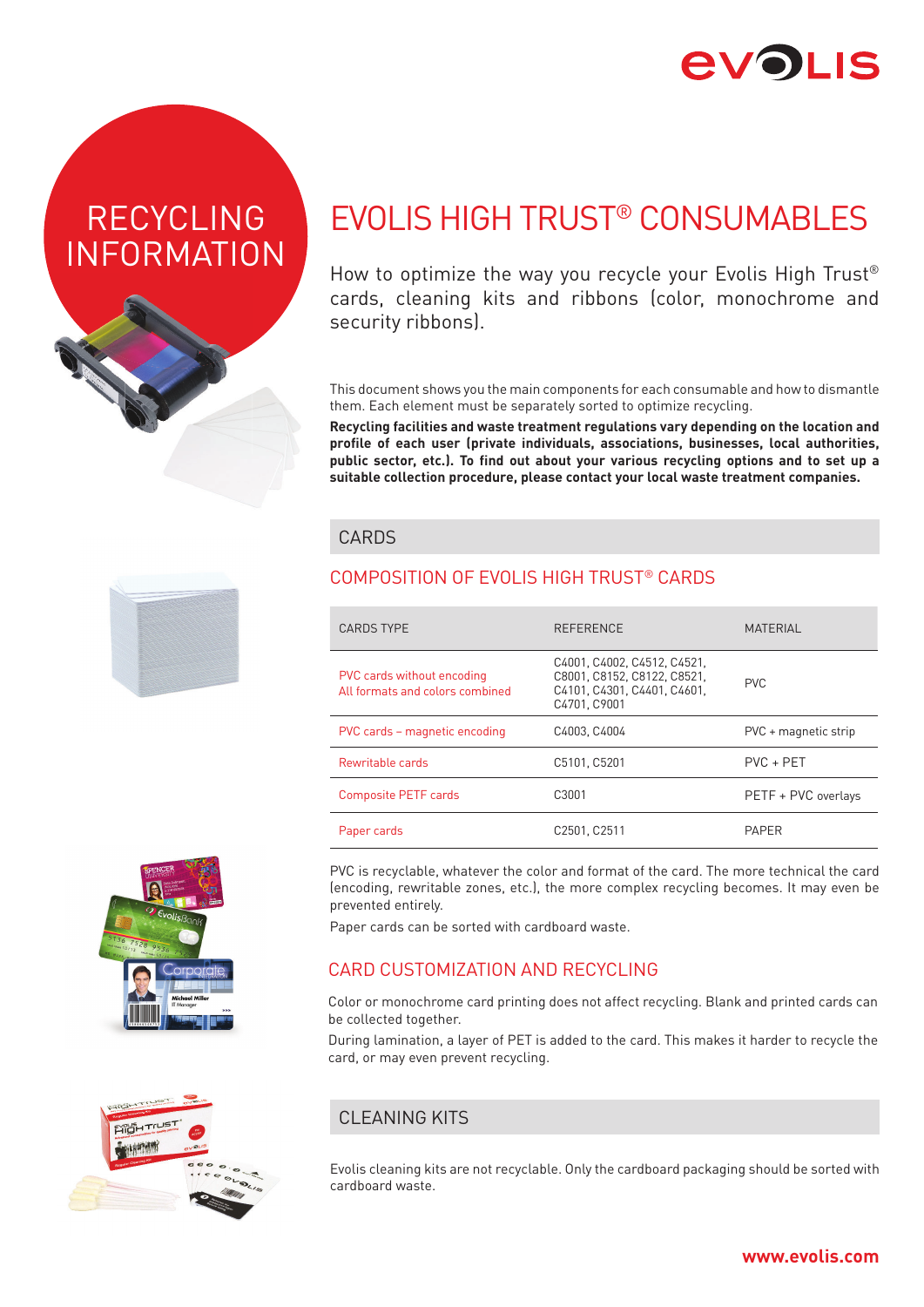# RECYCLING INFORMATION

# EVOLIS HIGH TRUST® CONSUMABLES

How to optimize the way you recycle your Evolis High Trust® cards, cleaning kits and ribbons (color, monochrome and security ribbons).

This document shows you the main components for each consumable and how to dismantle them. Each element must be separately sorted to optimize recycling.

**Recycling facilities and waste treatment regulations vary depending on the location and profile of each user (private individuals, associations, businesses, local authorities, public sector, etc.). To find out about your various recycling options and to set up a suitable collection procedure, please contact your local waste treatment companies.**

## CARDS

### COMPOSITION OF EVOLIS HIGH TRUST® CARDS

| CARDS TYPE | REFERENCE | MATERIAL |
|---|---|---|
| PVC cards without encoding<br>All formats and colors combined | C4001, C4002, C4512, C4521, C8001, C8152, C8122, C8521, C4101, C4301, C4401, C4601, C4701, C9001 | PVC |
| PVC cards – magnetic encoding | C4003, C4004 | PVC + magnetic strip |
| Rewritable cards | C5101, C5201 | PVC + PET |
| Composite PETF cards | C3001 | PETF + PVC overlays |
| Paper cards | C2501, C2511 | PAPER |

PVC is recyclable, whatever the color and format of the card. The more technical the card (encoding, rewritable zones, etc.), the more complex recycling becomes. It may even be prevented entirely.

Paper cards can be sorted with cardboard waste.

### CARD CUSTOMIZATION AND RECYCLING

Color or monochrome card printing does not affect recycling. Blank and printed cards can be collected together.

During lamination, a layer of PET is added to the card. This makes it harder to recycle the card, or may even prevent recycling.

## CLEANING KITS

Evolis cleaning kits are not recyclable. Only the cardboard packaging should be sorted with cardboard waste.

www.evolis.com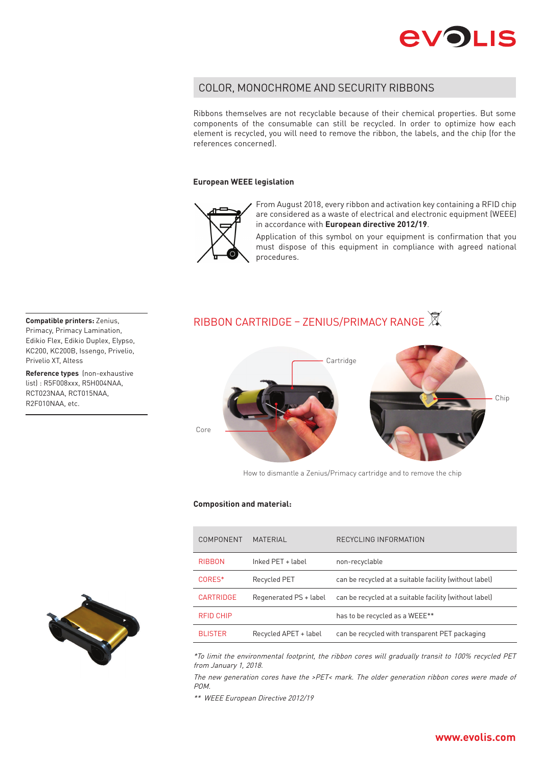## COLOR, MONOCHROME AND SECURITY RIBBONS

Ribbons themselves are not recyclable because of their chemical properties. But some components of the consumable can still be recycled. In order to optimize how each element is recycled, you will need to remove the ribbon, the labels, and the chip (for the references concerned).

### European WEEE legislation

From August 2018, every ribbon and activation key containing a RFID chip are considered as a waste of electrical and electronic equipment (WEEE) in accordance with **European directive 2012/19**.

Application of this symbol on your equipment is confirmation that you must dispose of this equipment in compliance with agreed national procedures.

**Compatible printers:** Zenius, Primacy, Primacy Lamination, Edikio Flex, Edikio Duplex, Elypso, KC200, KC200B, Issengo, Privelio, Privelio XT, Altess

**Reference types** (non-exhaustive list) : R5F008xxx, R5H004NAA, RCT023NAA, RCT015NAA, R2F010NAA, etc.

## RIBBON CARTRIDGE – ZENIUS/PRIMACY RANGE

Cartridge

Core

Chip

How to dismantle a Zenius/Primacy cartridge and to remove the chip

### Composition and material:

| COMPONENT | MATERIAL | RECYCLING INFORMATION |
|---|---|---|
| RIBBON | Inked PET + label | non-recyclable |
| CORES* | Recycled PET | can be recycled at a suitable facility (without label) |
| CARTRIDGE | Regenerated PS + label | can be recycled at a suitable facility (without label) |
| RFID CHIP | | has to be recycled as a WEEE** |
| BLISTER | Recycled APET + label | can be recycled with transparent PET packaging |

*\*To limit the environmental footprint, the ribbon cores will gradually transit to 100% recycled PET from January 1, 2018.*

*The new generation cores have the >PET< mark. The older generation ribbon cores were made of POM.*

*\*\* WEEE European Directive 2012/19*

www.evolis.com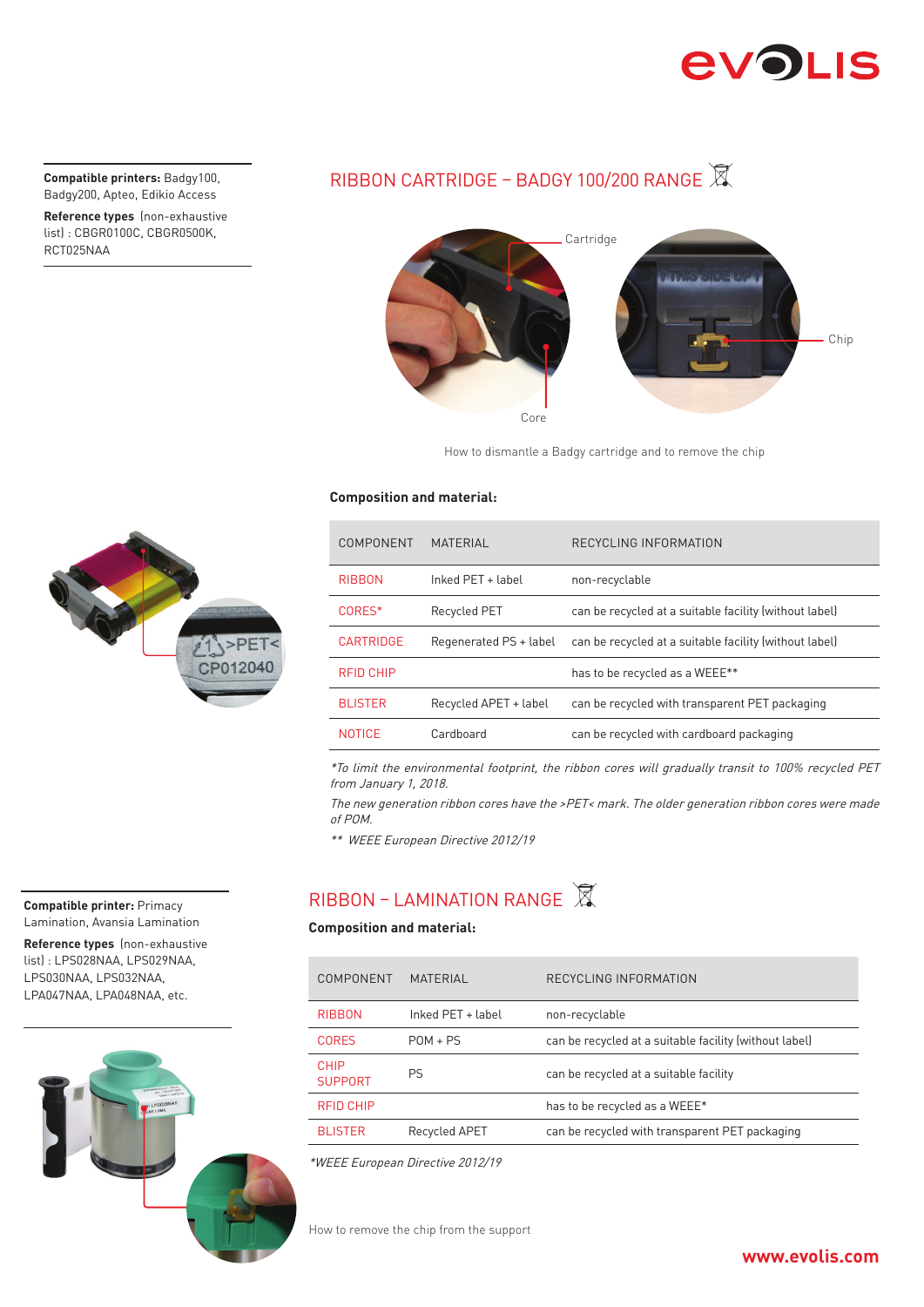**Compatible printers:** Badgy100, Badgy200, Apteo, Edikio Access

**Reference types** (non-exhaustive list) : CBGR0100C, CBGR0500K, RCT025NAA

## RIBBON CARTRIDGE – BADGY 100/200 RANGE

Cartridge

Chip

Core

How to dismantle a Badgy cartridge and to remove the chip

**Composition and material:**

| COMPONENT | MATERIAL | RECYCLING INFORMATION |
|---|---|---|
| RIBBON | Inked PET + label | non-recyclable |
| CORES* | Recycled PET | can be recycled at a suitable facility (without label) |
| CARTRIDGE | Regenerated PS + label | can be recycled at a suitable facility (without label) |
| RFID CHIP | | has to be recycled as a WEEE** |
| BLISTER | Recycled APET + label | can be recycled with transparent PET packaging |
| NOTICE | Cardboard | can be recycled with cardboard packaging |

*To limit the environmental footprint, the ribbon cores will gradually transit to 100% recycled PET from January 1, 2018.*

*The new generation ribbon cores have the >PET< mark. The older generation ribbon cores were made of POM.*

*** WEEE European Directive 2012/19*

**Compatible printer:** Primacy Lamination, Avansia Lamination

**Reference types** (non-exhaustive list) : LPS028NAA, LPS029NAA, LPS030NAA, LPS032NAA, LPA047NAA, LPA048NAA, etc.

## RIBBON – LAMINATION RANGE

**Composition and material:**

| COMPONENT | MATERIAL | RECYCLING INFORMATION |
|---|---|---|
| RIBBON | Inked PET + label | non-recyclable |
| CORES | POM + PS | can be recycled at a suitable facility (without label) |
| CHIP SUPPORT | PS | can be recycled at a suitable facility |
| RFID CHIP | | has to be recycled as a WEEE* |
| BLISTER | Recycled APET | can be recycled with transparent PET packaging |

**WEEE European Directive 2012/19*

How to remove the chip from the support

www.evolis.com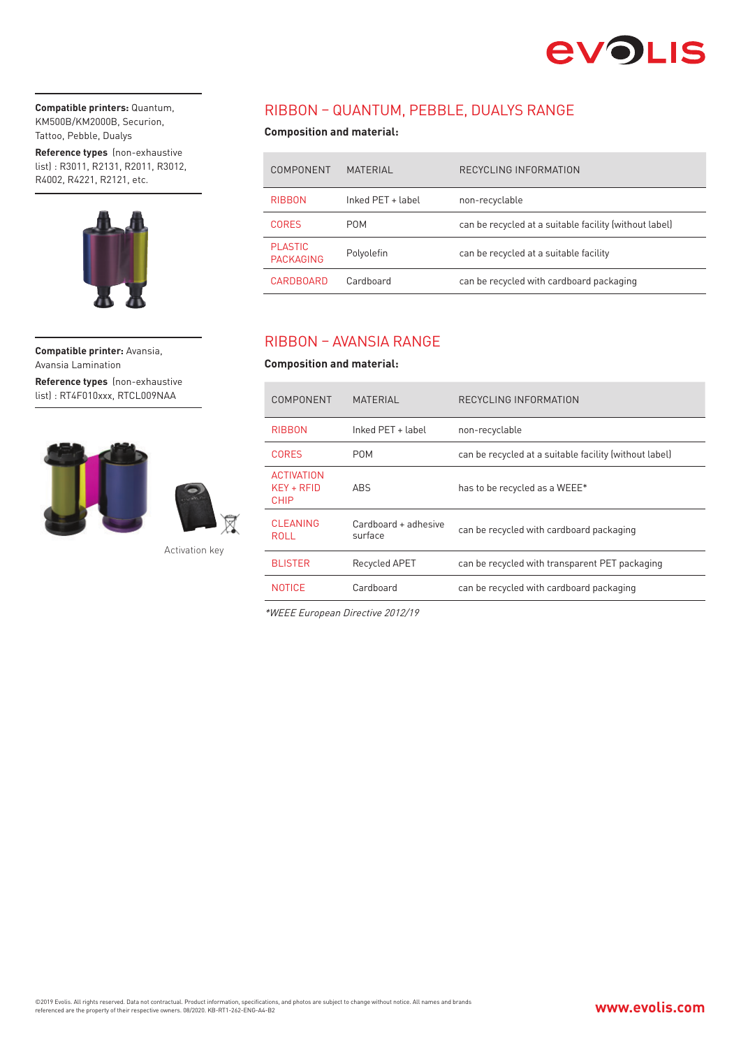**Compatible printers:** Quantum, KM500B/KM2000B, Securion, Tattoo, Pebble, Dualys

**Reference types** (non-exhaustive list) : R3011, R2131, R2011, R3012, R4002, R4221, R2121, etc.

## RIBBON – QUANTUM, PEBBLE, DUALYS RANGE

**Composition and material:**

| COMPONENT | MATERIAL | RECYCLING INFORMATION |
|---|---|---|
| RIBBON | Inked PET + label | non-recyclable |
| CORES | POM | can be recycled at a suitable facility (without label) |
| PLASTIC PACKAGING | Polyolefin | can be recycled at a suitable facility |
| CARDBOARD | Cardboard | can be recycled with cardboard packaging |

**Compatible printer:** Avansia, Avansia Lamination

**Reference types** (non-exhaustive list) : RT4F010xxx, RTCL009NAA

Activation key

## RIBBON – AVANSIA RANGE

**Composition and material:**

| COMPONENT | MATERIAL | RECYCLING INFORMATION |
|---|---|---|
| RIBBON | Inked PET + label | non-recyclable |
| CORES | POM | can be recycled at a suitable facility (without label) |
| ACTIVATION KEY + RFID CHIP | ABS | has to be recycled as a WEEE* |
| CLEANING ROLL | Cardboard + adhesive surface | can be recycled with cardboard packaging |
| BLISTER | Recycled APET | can be recycled with transparent PET packaging |
| NOTICE | Cardboard | can be recycled with cardboard packaging |

*\*WEEE European Directive 2012/19*

©2019 Evolis. All rights reserved. Data not contractual. Product information, specifications, and photos are subject to change without notice. All names and brands referenced are the property of their respective owners. 08/2020. KB-RT1-262-ENG-A4-B2

www.evolis.com